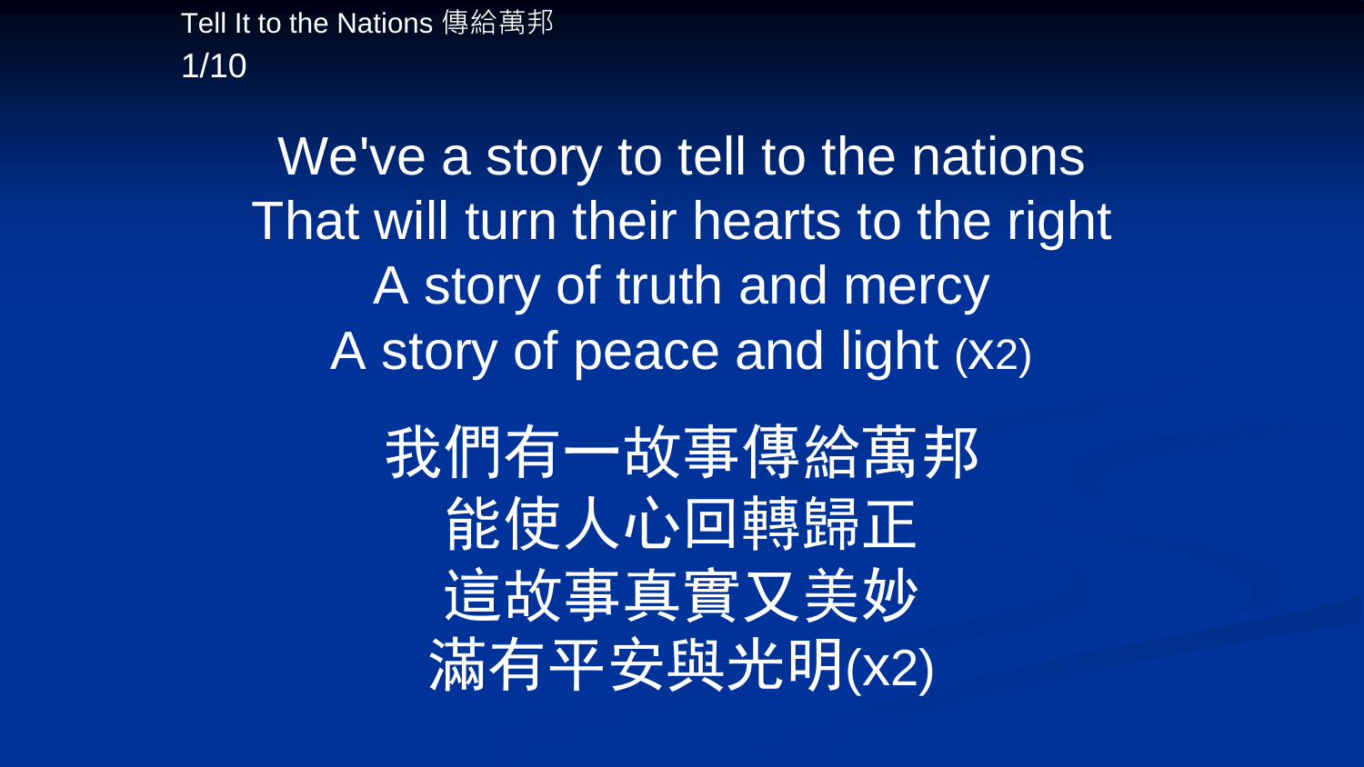Tell It to the Nations 傳給萬邦

We've a story to tell to the nations
That will turn their hearts to the right
A story of truth and mercy
A story of peace and light (X2)

我們有一故事傳給萬邦
能使人心回轉歸正
這故事真實又美妙
滿有平安與光明(x2)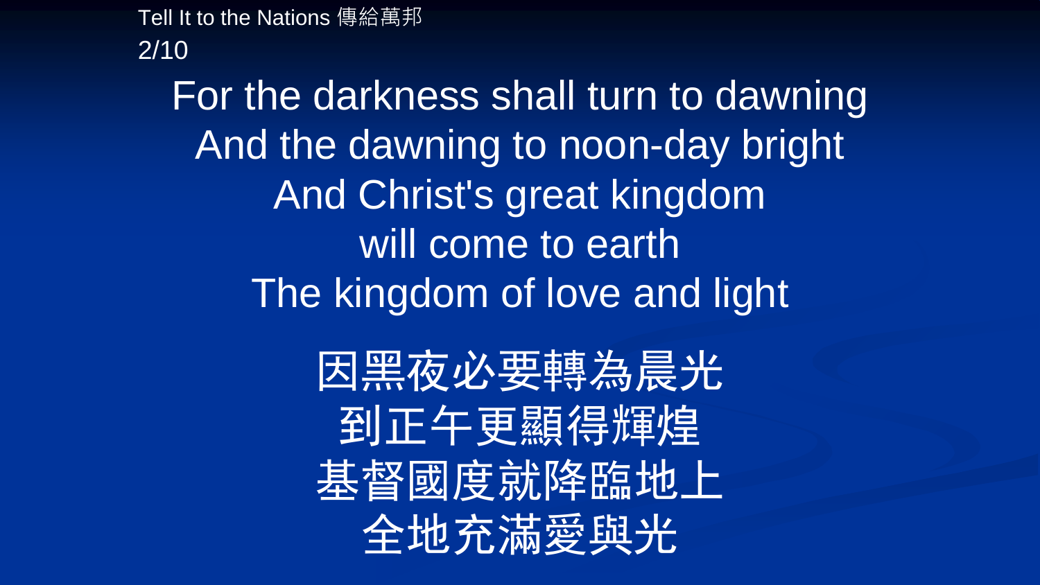For the darkness shall turn to dawning
And the dawning to noon-day bright
And Christ's great kingdom
will come to earth
The kingdom of love and light

因黑夜必要轉為晨光
到正午更顯得輝煌
基督國度就降臨地上
全地充滿愛與光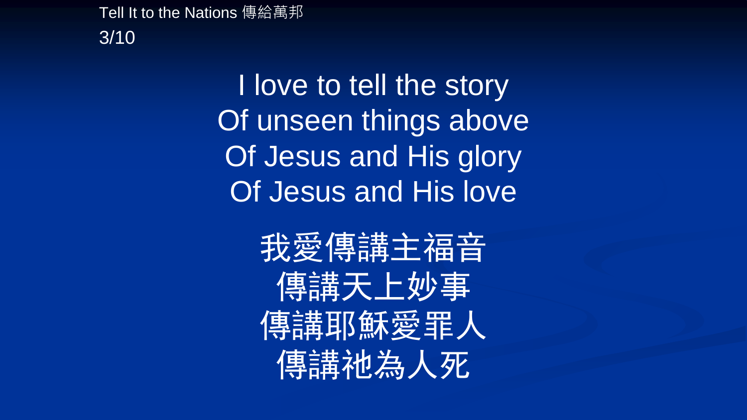Tell It to the Nations 傳給萬邦

I love to tell the story
Of unseen things above
Of Jesus and His glory
Of Jesus and His love

我愛傳講主福音
傳講天上妙事
傳講耶穌愛罪人
傳講祂為人死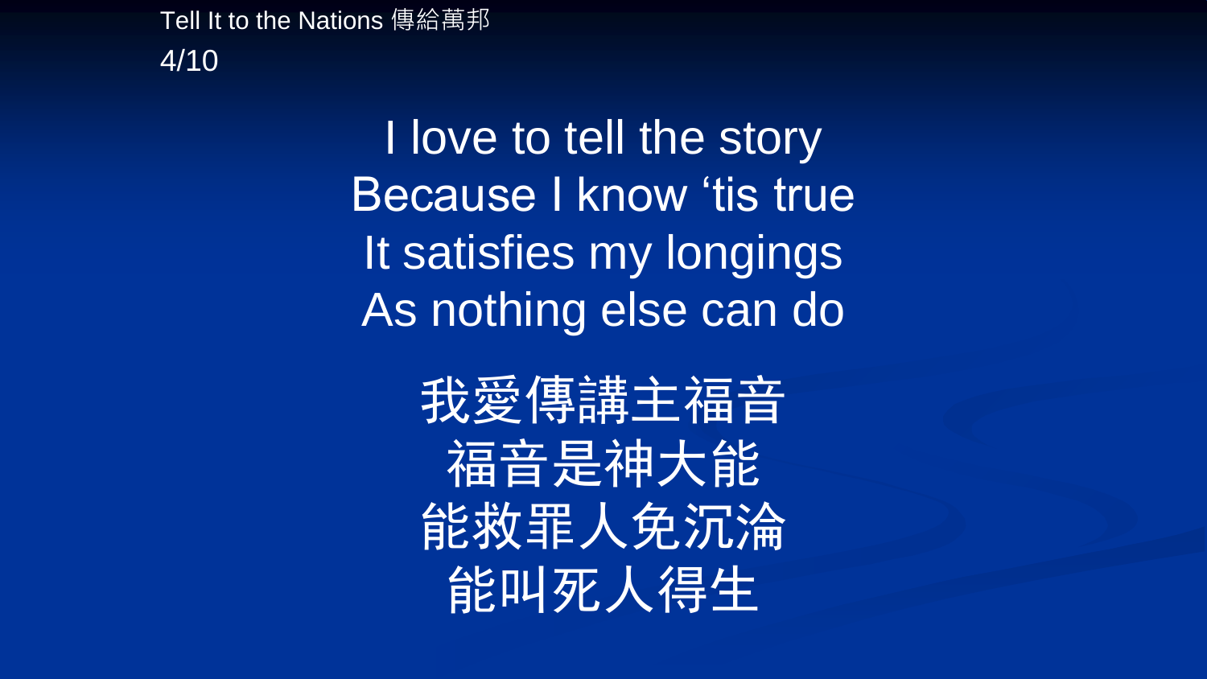Tell It to the Nations 傳給萬邦

I love to tell the story
Because I know ‘tis true
It satisfies my longings
As nothing else can do

我愛傳講主福音
福音是神大能
能救罪人免沉淪
能叫死人得生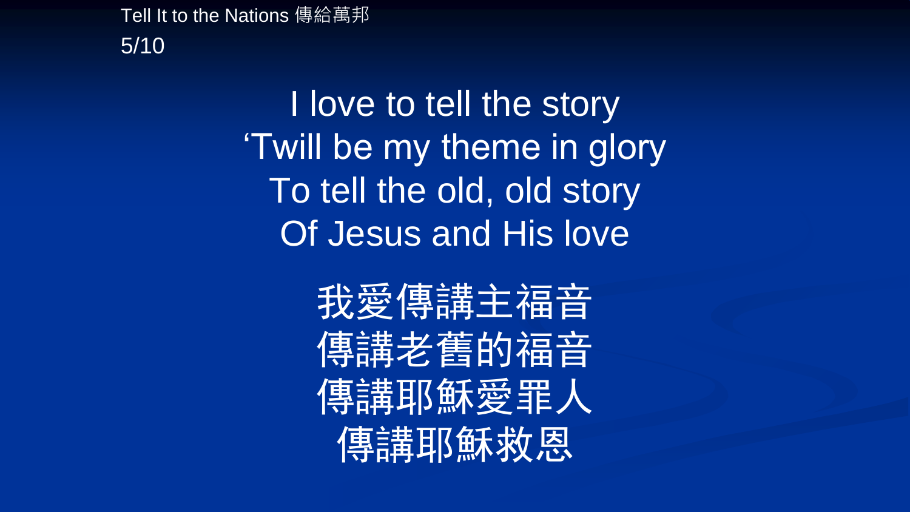Tell It to the Nations 傳給萬邦

I love to tell the story
'Twill be my theme in glory
To tell the old, old story
Of Jesus and His love

我愛傳講主福音
傳講老舊的福音
傳講耶穌愛罪人
傳講耶穌救恩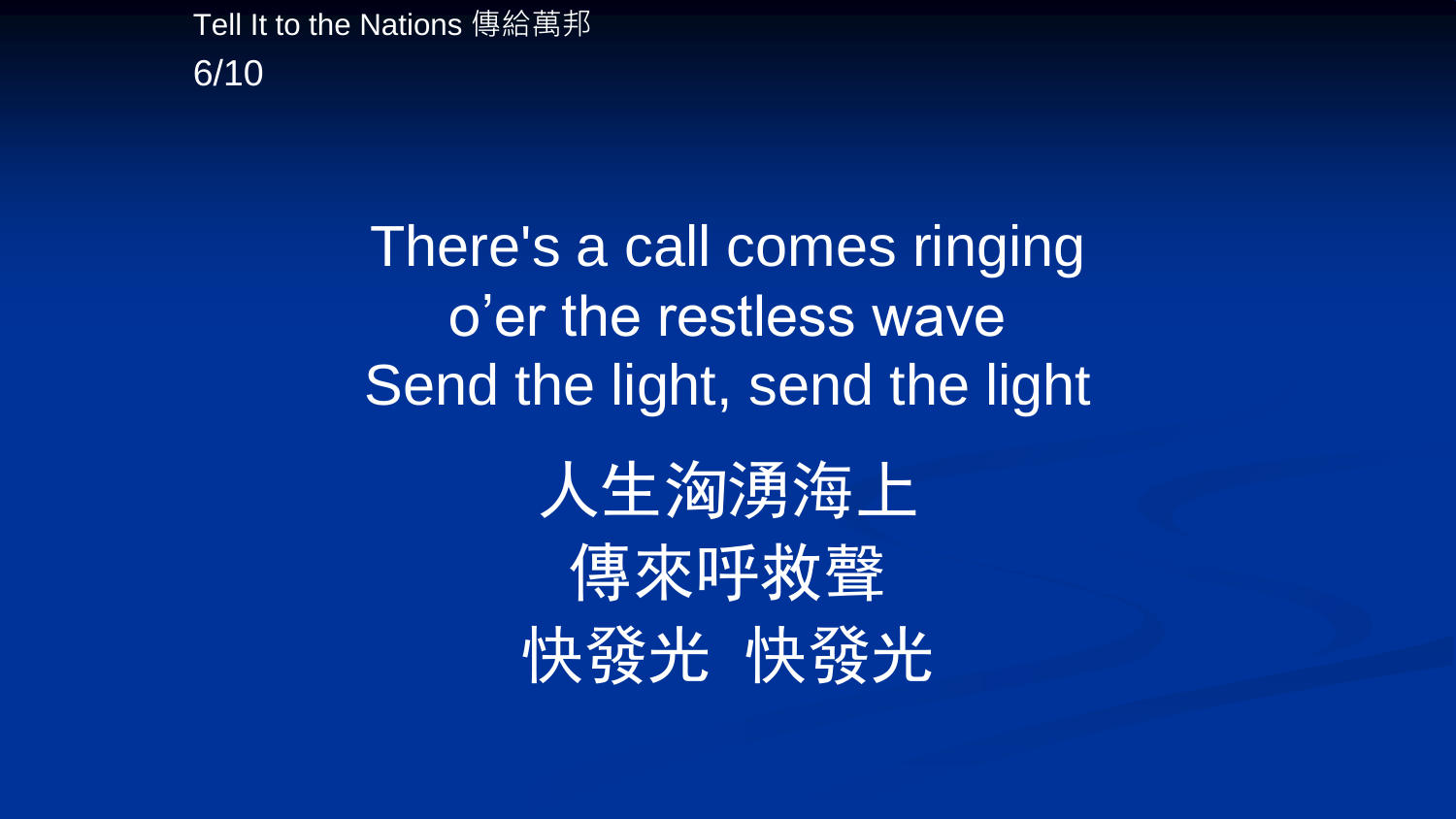There's a call comes ringing
o'er the restless wave
Send the light, send the light

人生洶湧海上
傳來呼救聲
快發光 快發光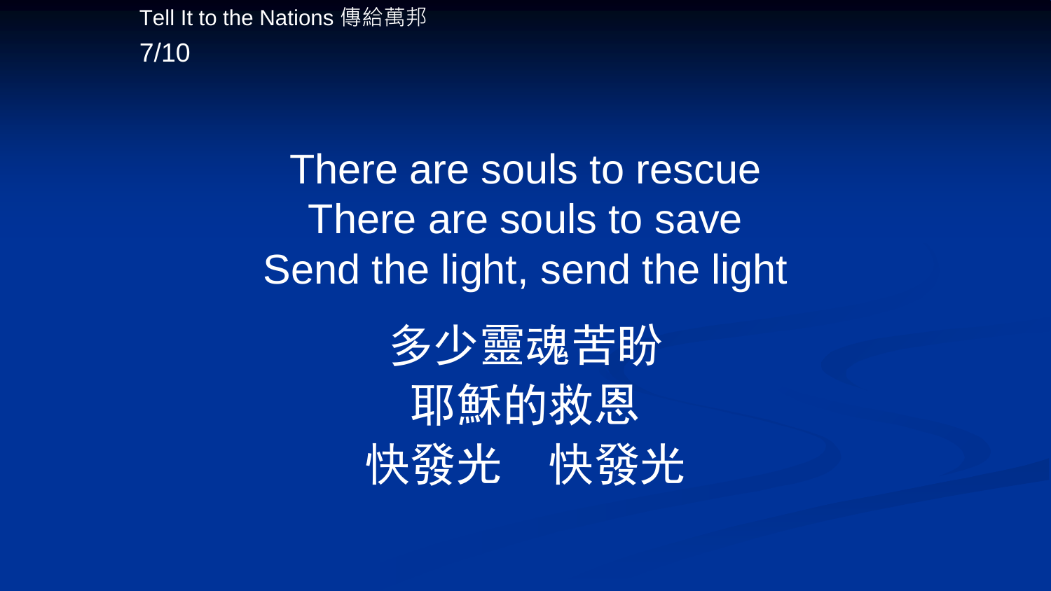There are souls to rescue
There are souls to save
Send the light, send the light

多少靈魂苦盼
耶穌的救恩
快發光　快發光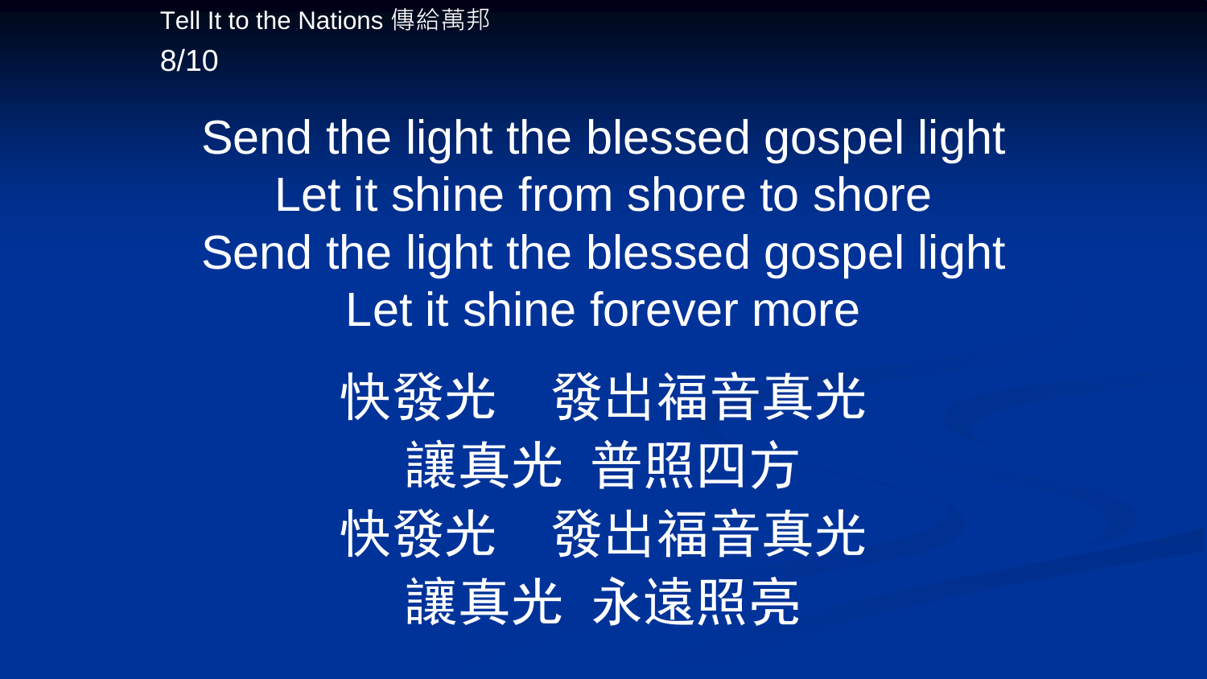Send the light the blessed gospel light
Let it shine from shore to shore
Send the light the blessed gospel light
Let it shine forever more

快發光　發出福音真光
讓真光 普照四方
快發光　發出福音真光
讓真光 永遠照亮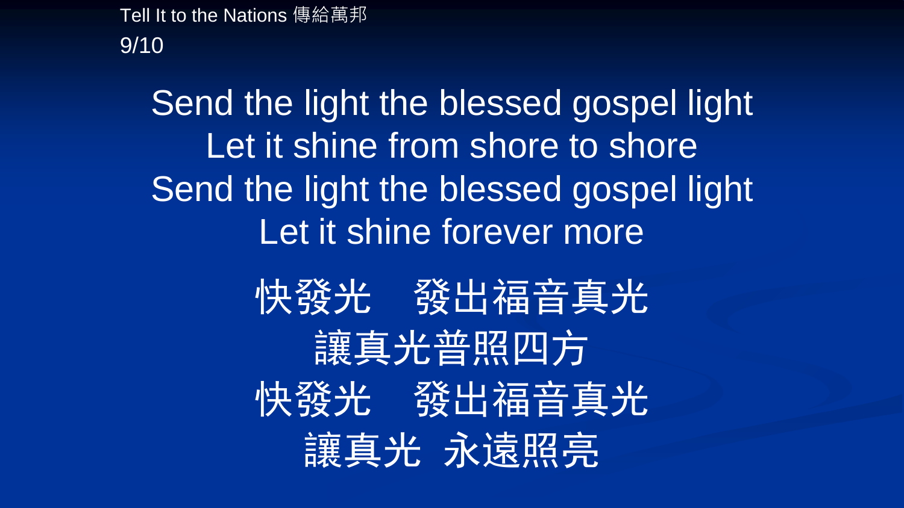Send the light the blessed gospel light
Let it shine from shore to shore
Send the light the blessed gospel light
Let it shine forever more

快發光　發出福音真光
讓真光普照四方
快發光　發出福音真光
讓真光 永遠照亮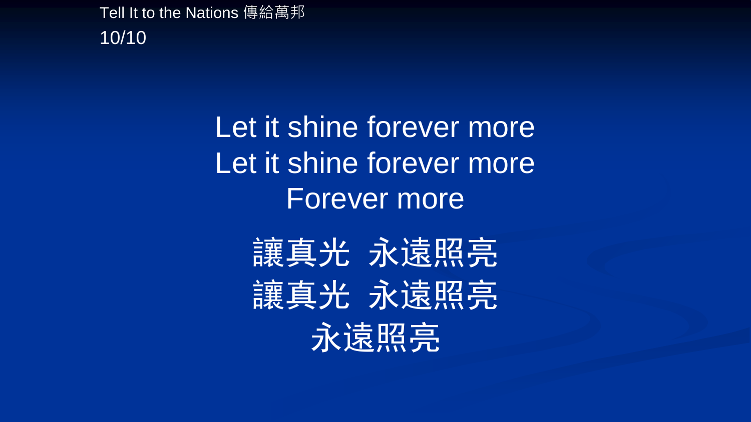Tell It to the Nations 傳給萬邦
10/10

Let it shine forever more
Let it shine forever more
Forever more

讓真光  永遠照亮
讓真光  永遠照亮
永遠照亮